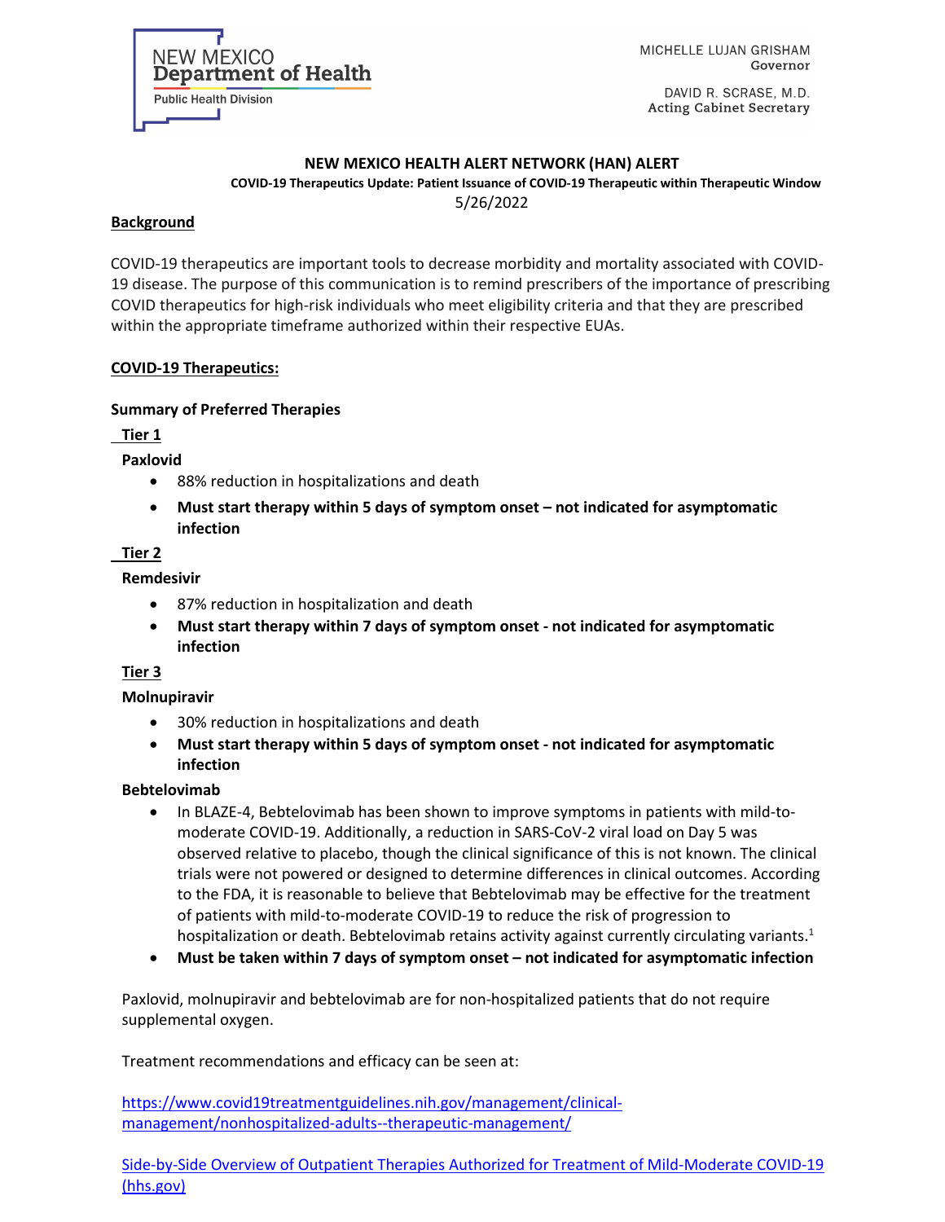NEW MEXICO
Department of Health
Public Health Division

MICHELLE LUJAN GRISHAM
Governor

DAVID R. SCRASE, M.D.
Acting Cabinet Secretary

# NEW MEXICO HEALTH ALERT NETWORK (HAN) ALERT

**COVID-19 Therapeutics Update: Patient Issuance of COVID-19 Therapeutic within Therapeutic Window**

5/26/2022

## Background

COVID-19 therapeutics are important tools to decrease morbidity and mortality associated with COVID-19 disease. The purpose of this communication is to remind prescribers of the importance of prescribing COVID therapeutics for high-risk individuals who meet eligibility criteria and that they are prescribed within the appropriate timeframe authorized within their respective EUAs.

## COVID-19 Therapeutics:

### Summary of Preferred Therapies

**Tier 1**

**Paxlovid**

- 88% reduction in hospitalizations and death
- **Must start therapy within 5 days of symptom onset – not indicated for asymptomatic infection**

**Tier 2**

**Remdesivir**

- 87% reduction in hospitalization and death
- **Must start therapy within 7 days of symptom onset - not indicated for asymptomatic infection**

**Tier 3**

**Molnupiravir**

- 30% reduction in hospitalizations and death
- **Must start therapy within 5 days of symptom onset - not indicated for asymptomatic infection**

**Bebtelovimab**

- In BLAZE-4, Bebtelovimab has been shown to improve symptoms in patients with mild-to-moderate COVID-19. Additionally, a reduction in SARS-CoV-2 viral load on Day 5 was observed relative to placebo, though the clinical significance of this is not known. The clinical trials were not powered or designed to determine differences in clinical outcomes. According to the FDA, it is reasonable to believe that Bebtelovimab may be effective for the treatment of patients with mild-to-moderate COVID-19 to reduce the risk of progression to hospitalization or death. Bebtelovimab retains activity against currently circulating variants.[1]
- **Must be taken within 7 days of symptom onset – not indicated for asymptomatic infection**

Paxlovid, molnupiravir and bebtelovimab are for non-hospitalized patients that do not require supplemental oxygen.

Treatment recommendations and efficacy can be seen at:

[https://www.covid19treatmentguidelines.nih.gov/management/clinical-management/nonhospitalized-adults--therapeutic-management/](https://www.covid19treatmentguidelines.nih.gov/management/clinical-management/nonhospitalized-adults--therapeutic-management/)

[Side-by-Side Overview of Outpatient Therapies Authorized for Treatment of Mild-Moderate COVID-19 (hhs.gov)]()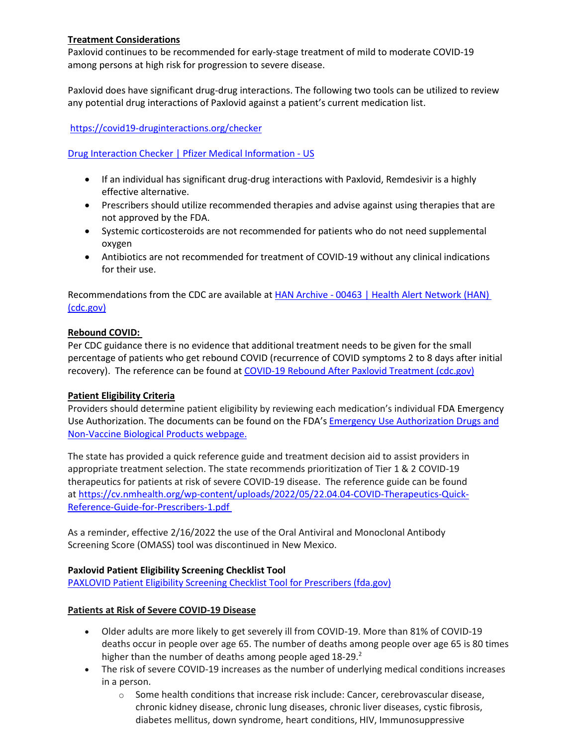**Treatment Considerations**

Paxlovid continues to be recommended for early-stage treatment of mild to moderate COVID-19 among persons at high risk for progression to severe disease.

Paxlovid does have significant drug-drug interactions. The following two tools can be utilized to review any potential drug interactions of Paxlovid against a patient's current medication list.

https://covid19-druginteractions.org/checker

Drug Interaction Checker | Pfizer Medical Information - US

- If an individual has significant drug-drug interactions with Paxlovid, Remdesivir is a highly effective alternative.
- Prescribers should utilize recommended therapies and advise against using therapies that are not approved by the FDA.
- Systemic corticosteroids are not recommended for patients who do not need supplemental oxygen
- Antibiotics are not recommended for treatment of COVID-19 without any clinical indications for their use.

Recommendations from the CDC are available at HAN Archive - 00463 | Health Alert Network (HAN) (cdc.gov)

**Rebound COVID:**

Per CDC guidance there is no evidence that additional treatment needs to be given for the small percentage of patients who get rebound COVID (recurrence of COVID symptoms 2 to 8 days after initial recovery). The reference can be found at COVID-19 Rebound After Paxlovid Treatment (cdc.gov)

**Patient Eligibility Criteria**

Providers should determine patient eligibility by reviewing each medication's individual FDA Emergency Use Authorization. The documents can be found on the FDA's Emergency Use Authorization Drugs and Non-Vaccine Biological Products webpage.

The state has provided a quick reference guide and treatment decision aid to assist providers in appropriate treatment selection. The state recommends prioritization of Tier 1 & 2 COVID-19 therapeutics for patients at risk of severe COVID-19 disease. The reference guide can be found at https://cv.nmhealth.org/wp-content/uploads/2022/05/22.04.04-COVID-Therapeutics-Quick-Reference-Guide-for-Prescribers-1.pdf

As a reminder, effective 2/16/2022 the use of the Oral Antiviral and Monoclonal Antibody Screening Score (OMASS) tool was discontinued in New Mexico.

**Paxlovid Patient Eligibility Screening Checklist Tool**

PAXLOVID Patient Eligibility Screening Checklist Tool for Prescribers (fda.gov)

**Patients at Risk of Severe COVID-19 Disease**

- Older adults are more likely to get severely ill from COVID-19. More than 81% of COVID-19 deaths occur in people over age 65. The number of deaths among people over age 65 is 80 times higher than the number of deaths among people aged 18-29.[2]
- The risk of severe COVID-19 increases as the number of underlying medical conditions increases in a person.
  - Some health conditions that increase risk include: Cancer, cerebrovascular disease, chronic kidney disease, chronic lung diseases, chronic liver diseases, cystic fibrosis, diabetes mellitus, down syndrome, heart conditions, HIV, Immunosuppressive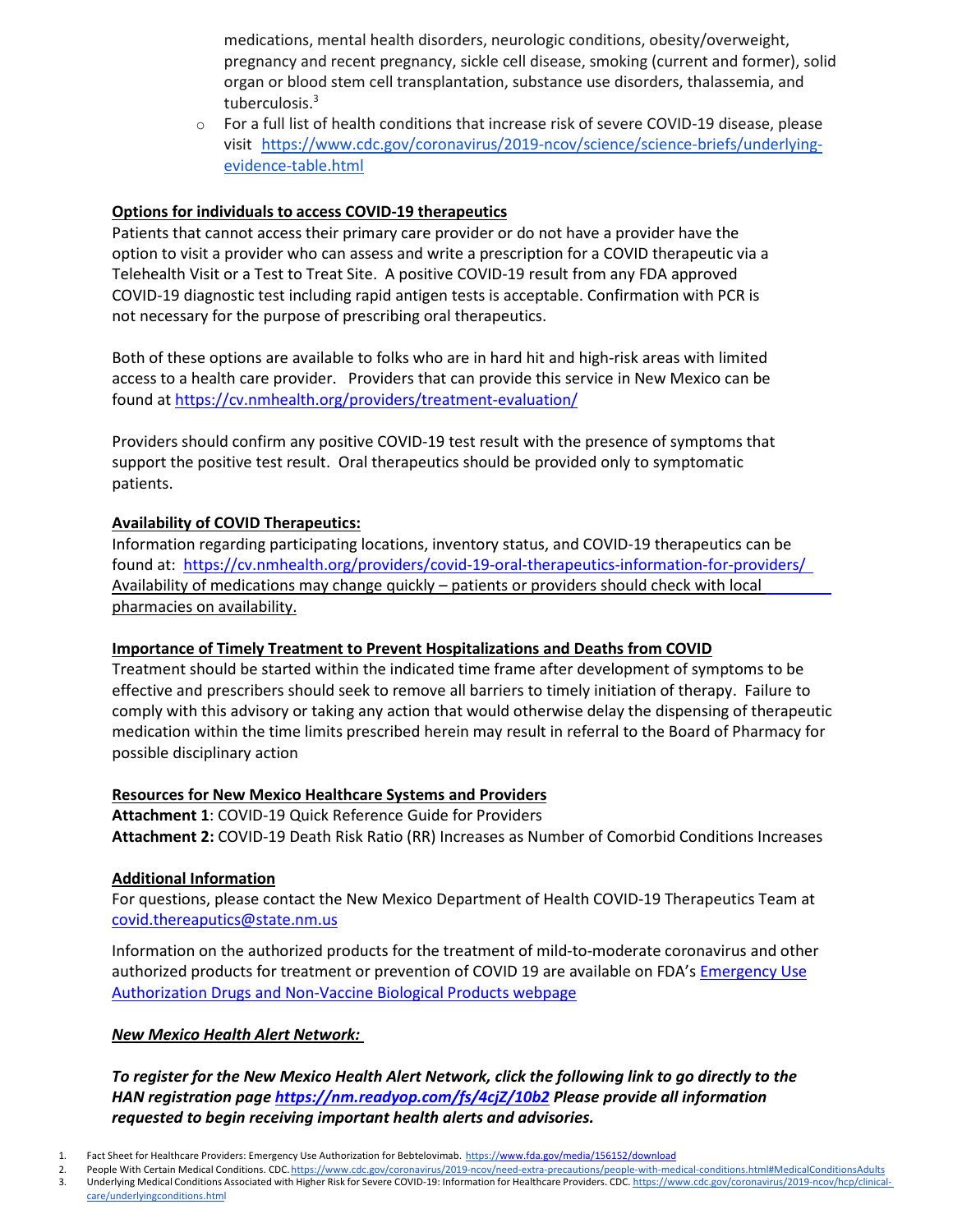medications, mental health disorders, neurologic conditions, obesity/overweight, pregnancy and recent pregnancy, sickle cell disease, smoking (current and former), solid organ or blood stem cell transplantation, substance use disorders, thalassemia, and tuberculosis.[3]

- For a full list of health conditions that increase risk of severe COVID-19 disease, please visit https://www.cdc.gov/coronavirus/2019-ncov/science/science-briefs/underlying-evidence-table.html

**Options for individuals to access COVID-19 therapeutics**

Patients that cannot access their primary care provider or do not have a provider have the option to visit a provider who can assess and write a prescription for a COVID therapeutic via a Telehealth Visit or a Test to Treat Site. A positive COVID-19 result from any FDA approved COVID-19 diagnostic test including rapid antigen tests is acceptable. Confirmation with PCR is not necessary for the purpose of prescribing oral therapeutics.

Both of these options are available to folks who are in hard hit and high-risk areas with limited access to a health care provider. Providers that can provide this service in New Mexico can be found at https://cv.nmhealth.org/providers/treatment-evaluation/

Providers should confirm any positive COVID-19 test result with the presence of symptoms that support the positive test result. Oral therapeutics should be provided only to symptomatic patients.

**Availability of COVID Therapeutics:**

Information regarding participating locations, inventory status, and COVID-19 therapeutics can be found at: https://cv.nmhealth.org/providers/covid-19-oral-therapeutics-information-for-providers/ Availability of medications may change quickly – patients or providers should check with local pharmacies on availability.

**Importance of Timely Treatment to Prevent Hospitalizations and Deaths from COVID**

Treatment should be started within the indicated time frame after development of symptoms to be effective and prescribers should seek to remove all barriers to timely initiation of therapy. Failure to comply with this advisory or taking any action that would otherwise delay the dispensing of therapeutic medication within the time limits prescribed herein may result in referral to the Board of Pharmacy for possible disciplinary action

**Resources for New Mexico Healthcare Systems and Providers**

**Attachment 1**: COVID-19 Quick Reference Guide for Providers
**Attachment 2:** COVID-19 Death Risk Ratio (RR) Increases as Number of Comorbid Conditions Increases

**Additional Information**

For questions, please contact the New Mexico Department of Health COVID-19 Therapeutics Team at covid.thereaputics@state.nm.us

Information on the authorized products for the treatment of mild-to-moderate coronavirus and other authorized products for treatment or prevention of COVID 19 are available on FDA's Emergency Use Authorization Drugs and Non-Vaccine Biological Products webpage

***New Mexico Health Alert Network:***

***To register for the New Mexico Health Alert Network, click the following link to go directly to the HAN registration page https://nm.readyop.com/fs/4cjZ/10b2 Please provide all information requested to begin receiving important health alerts and advisories.***

1. Fact Sheet for Healthcare Providers: Emergency Use Authorization for Bebtelovimab. https://www.fda.gov/media/156152/download
2. People With Certain Medical Conditions. CDC. https://www.cdc.gov/coronavirus/2019-ncov/need-extra-precautions/people-with-medical-conditions.html#MedicalConditionsAdults
3. Underlying Medical Conditions Associated with Higher Risk for Severe COVID-19: Information for Healthcare Providers. CDC. https://www.cdc.gov/coronavirus/2019-ncov/hcp/clinical-care/underlyingconditions.html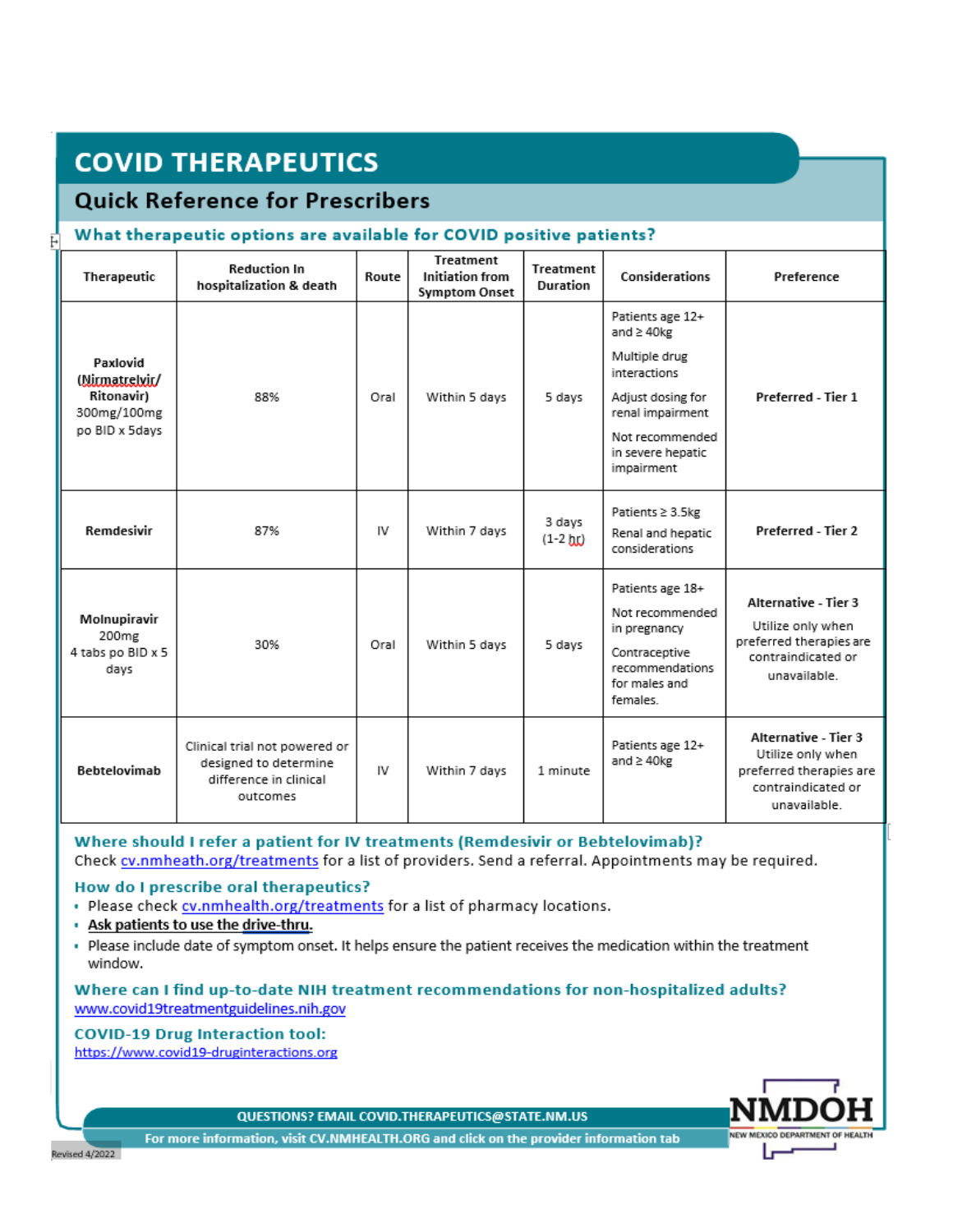# COVID THERAPEUTICS

## Quick Reference for Prescribers

### What therapeutic options are available for COVID positive patients?

| Therapeutic | Reduction In hospitalization & death | Route | Treatment Initiation from Symptom Onset | Treatment Duration | Considerations | Preference |
|---|---|---|---|---|---|---|
| **Paxlovid (Nirmatrelvir/ Ritonavir)** 300mg/100mg po BID x 5days | 88% | Oral | Within 5 days | 5 days | Patients age 12+ and ≥ 40kg<br>Multiple drug interactions<br>Adjust dosing for renal impairment<br>Not recommended in severe hepatic impairment | **Preferred - Tier 1** |
| **Remdesivir** | 87% | IV | Within 7 days | 3 days (1-2 hr) | Patients ≥ 3.5kg<br>Renal and hepatic considerations | **Preferred - Tier 2** |
| **Molnupiravir** 200mg 4 tabs po BID x 5 days | 30% | Oral | Within 5 days | 5 days | Patients age 18+<br>Not recommended in pregnancy<br>Contraceptive recommendations for males and females. | **Alternative - Tier 3**<br>Utilize only when preferred therapies are contraindicated or unavailable. |
| **Bebtelovimab** | Clinical trial not powered or designed to determine difference in clinical outcomes | IV | Within 7 days | 1 minute | Patients age 12+ and ≥ 40kg | **Alternative - Tier 3**<br>Utilize only when preferred therapies are contraindicated or unavailable. |

### Where should I refer a patient for IV treatments (Remdesivir or Bebtelovimab)?

Check cv.nmheath.org/treatments for a list of providers. Send a referral. Appointments may be required.

### How do I prescribe oral therapeutics?

- Please check cv.nmhealth.org/treatments for a list of pharmacy locations.
- **Ask patients to use the drive-thru.**
- Please include date of symptom onset. It helps ensure the patient receives the medication within the treatment window.

### Where can I find up-to-date NIH treatment recommendations for non-hospitalized adults?

www.covid19treatmentguidelines.nih.gov

### COVID-19 Drug Interaction tool:

https://www.covid19-druginteractions.org

QUESTIONS? EMAIL COVID.THERAPEUTICS@STATE.NM.US

For more information, visit CV.NMHEALTH.ORG and click on the provider information tab

NMDOH
NEW MEXICO DEPARTMENT OF HEALTH

Revised 4/2022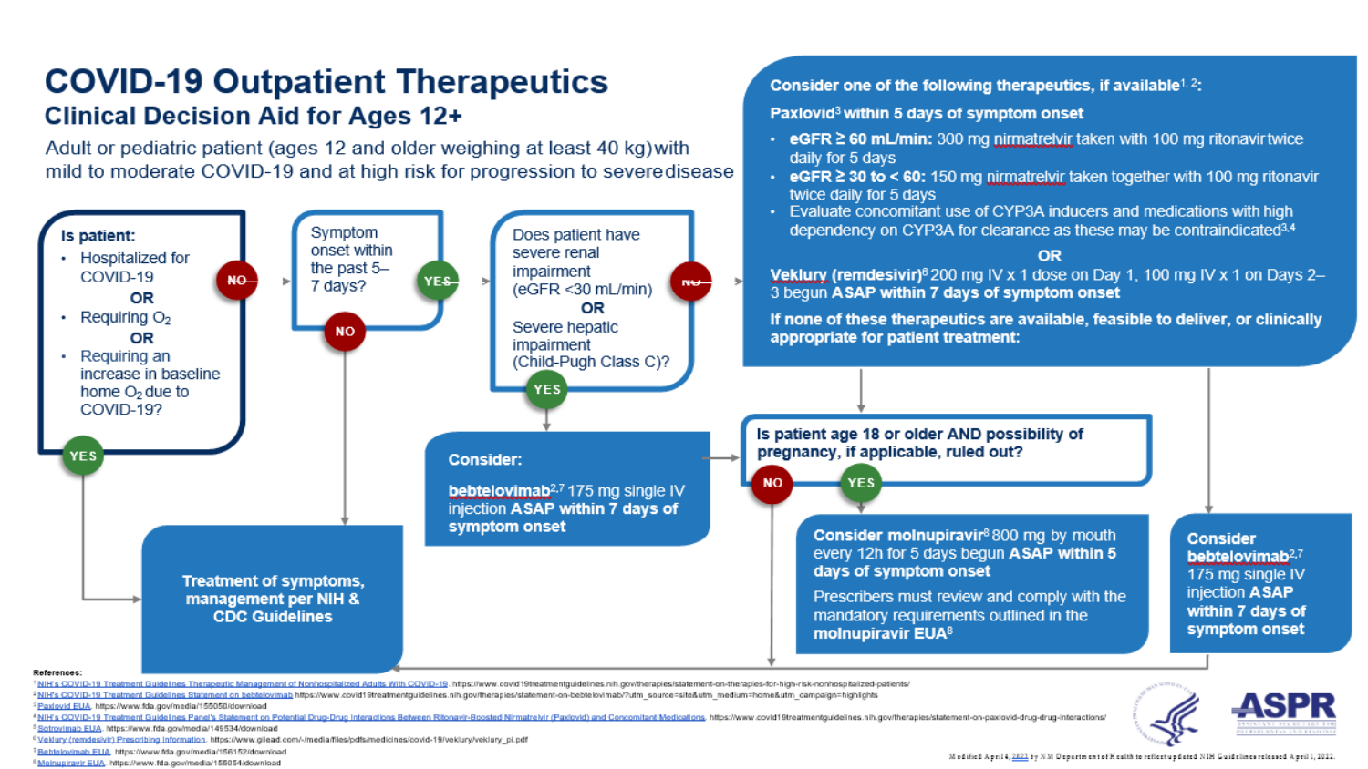# COVID-19 Outpatient Therapeutics

## Clinical Decision Aid for Ages 12+

Adult or pediatric patient (ages 12 and older weighing at least 40 kg) with mild to moderate COVID-19 and at high risk for progression to severe disease

**Is patient:**

- Hospitalized for COVID-19

  OR

- Requiring $O_2$

  OR

- Requiring an increase in baseline home $O_2$ due to COVID-19?

**YES** → Treatment of symptoms, management per NIH & CDC Guidelines

**NO** → Symptom onset within the past 5–7 days?

- **NO** → Treatment of symptoms, management per NIH & CDC Guidelines
- **YES** → Does patient have severe renal impairment (eGFR <30 mL/min) OR Severe hepatic impairment (Child-Pugh Class C)?

  - **YES** → **Consider:** **bebtelovimab**[2,7] 175 mg single IV injection **ASAP within 7 days of symptom onset**
  - **NO** → **Consider one of the following therapeutics, if available**[1, 2]:

**Paxlovid**[3] **within 5 days of symptom onset**

- **eGFR ≥ 60 mL/min:** 300 mg nirmatrelvir taken with 100 mg ritonavir twice daily for 5 days
- **eGFR ≥ 30 to < 60:** 150 mg nirmatrelvir taken together with 100 mg ritonavir twice daily for 5 days
- Evaluate concomitant use of CYP3A inducers and medications with high dependency on CYP3A for clearance as these may be contraindicated[3,4]

OR

**Veklury (remdesivir)**[6] 200 mg IV x 1 dose on Day 1, 100 mg IV x 1 on Days 2–3 begun **ASAP within 7 days of symptom onset**

**If none of these therapeutics are available, feasible to deliver, or clinically appropriate for patient treatment:**

→ **Consider bebtelovimab**[2,7] 175 mg single IV injection **ASAP within 7 days of symptom onset**

→ **Is patient age 18 or older AND possibility of pregnancy, if applicable, ruled out?**

- **YES** → **Consider molnupiravir**[8] **800 mg by mouth every 12h for 5 days begun ASAP within 5 days of symptom onset**

  Prescribers must review and comply with the mandatory requirements outlined in the **molnupiravir EUA**[8]

- **NO** → Treatment of symptoms, management per NIH & CDC Guidelines

**References:**

[1] NIH's COVID-19 Treatment Guidelines Therapeutic Management of Nonhospitalized Adults With COVID-19. https://www.covid19treatmentguidelines.nih.gov/therapies/statement-on-therapies-for-high-risk-nonhospitalized-patients/

[2] NIH's COVID-19 Treatment Guidelines Statement on bebtelovimab https://www.covid19treatmentguidelines.nih.gov/therapies/statement-on-bebtelovimab/?utm_source=site&utm_medium=home&utm_campaign=highlights

[3] Paxlovid EUA. https://www.fda.gov/media/155050/download

[4] NIH's COVID-19 Treatment Guidelines Panel's Statement on Potential Drug-Drug Interactions Between Ritonavir-Boosted Nirmatrelvir (Paxlovid) and Concomitant Medications. https://www.covid19treatmentguidelines.nih.gov/therapies/statement-on-paxlovid-drug-drug-interactions/

[5] Sotrovimab EUA. https://www.fda.gov/media/149534/download

[6] Veklury (remdesivir) Prescribing Information. https://www.gilead.com/-/media/files/pdfs/medicines/covid-19/veklury/veklury_pi.pdf

[7] Bebtelovimab EUA. https://www.fda.gov/media/156152/download

[8] Molnupiravir EUA. https://www.fda.gov/media/155054/download

Modified April 4, 2022 by NM Department of Health to reflect updated NIH Guidelines released April 1, 2022.

ASPR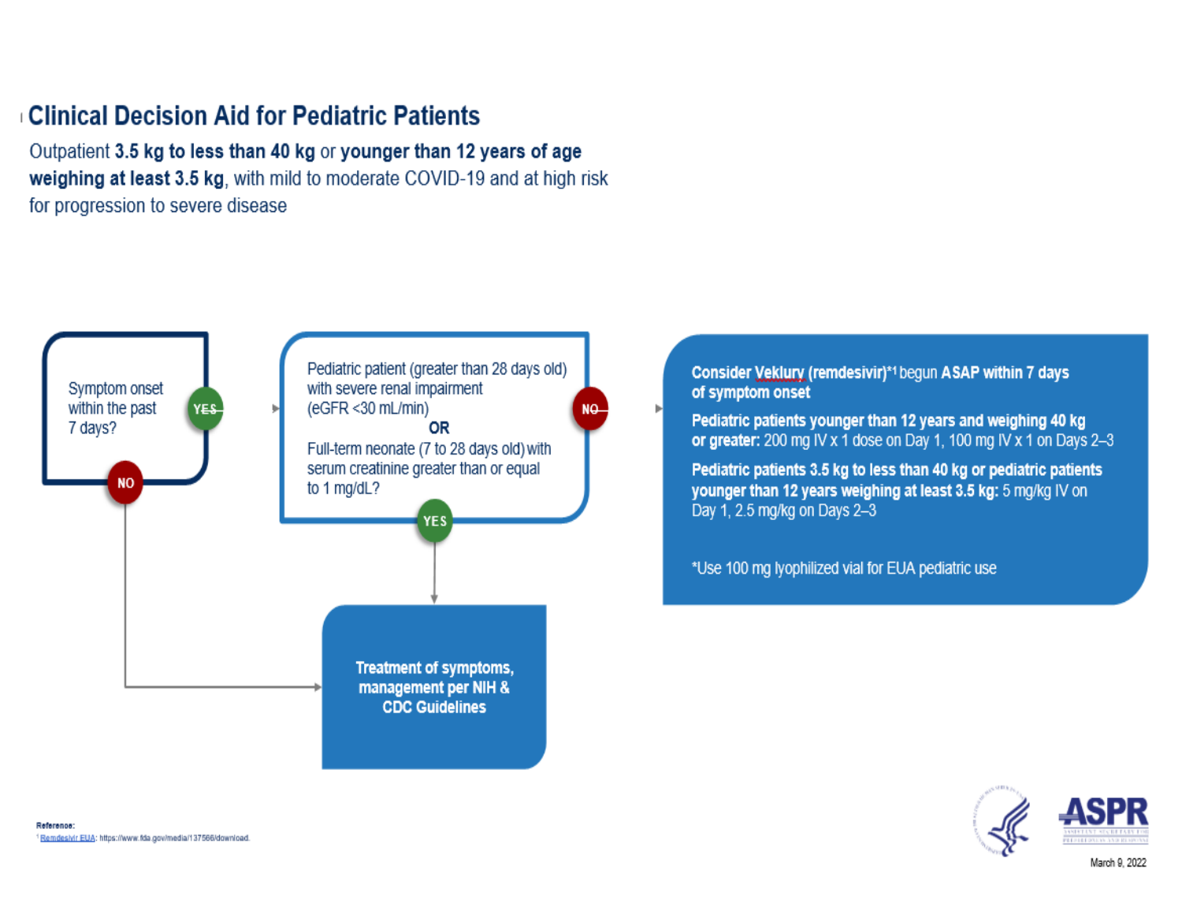# Clinical Decision Aid for Pediatric Patients

Outpatient **3.5 kg to less than 40 kg** or **younger than 12 years of age weighing at least 3.5 kg**, with mild to moderate COVID-19 and at high risk for progression to severe disease

Symptom onset within the past 7 days?

- **YES** → Pediatric patient (greater than 28 days old) with severe renal impairment (eGFR <30 mL/min) **OR** Full-term neonate (7 to 28 days old) with serum creatinine greater than or equal to 1 mg/dL?
  - **NO** → **Consider Veklury (remdesivir)*[1] begun ASAP within 7 days of symptom onset**
    - **Pediatric patients younger than 12 years and weighing 40 kg or greater:** 200 mg IV x 1 dose on Day 1, 100 mg IV x 1 on Days 2–3
    - **Pediatric patients 3.5 kg to less than 40 kg or pediatric patients younger than 12 years weighing at least 3.5 kg:** 5 mg/kg IV on Day 1, 2.5 mg/kg on Days 2–3
    - *Use 100 mg lyophilized vial for EUA pediatric use
  - **YES** → **Treatment of symptoms, management per NIH & CDC Guidelines**
- **NO** → **Treatment of symptoms, management per NIH & CDC Guidelines**

**Reference:**

[1] Remdesivir EUA: https://www.fda.gov/media/137566/download.

ASPR

March 9, 2022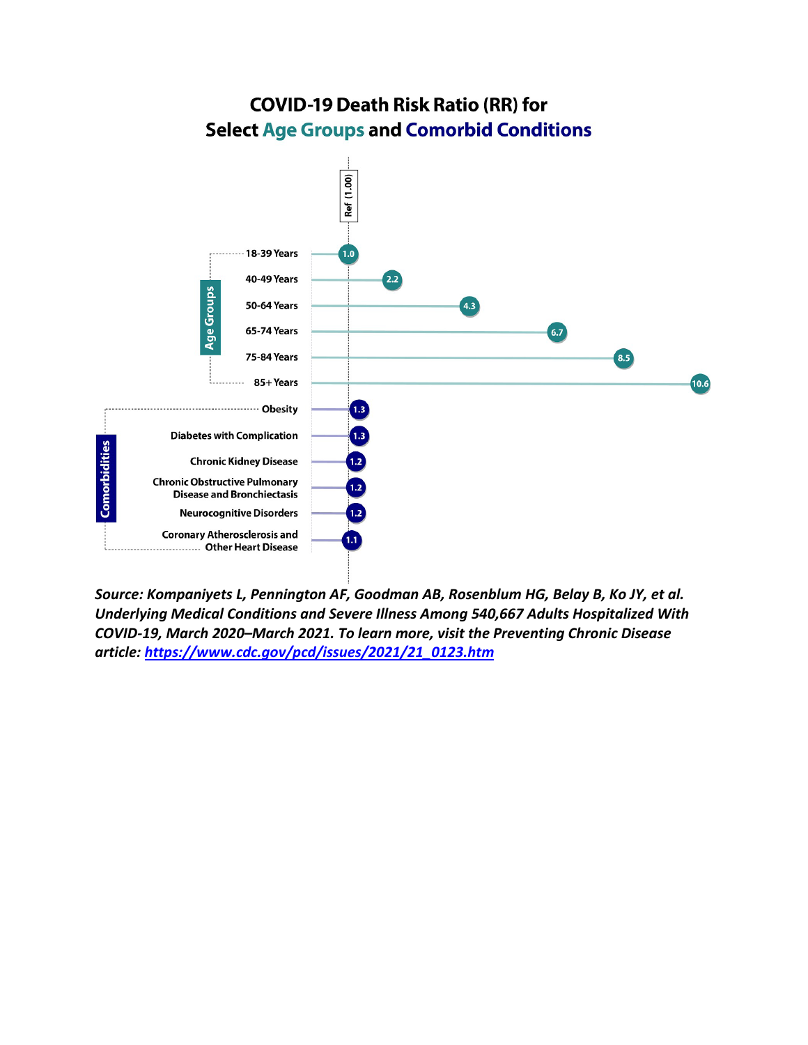# COVID-19 Death Risk Ratio (RR) for Select Age Groups and Comorbid Conditions

Ref (1.00)

Age Groups

18-39 Years 1.0

40-49 Years 2.2

50-64 Years 4.3

65-74 Years 6.7

75-84 Years 8.5

85+ Years 10.6

Comorbidities

Obesity 1.3

Diabetes with Complication 1.3

Chronic Kidney Disease 1.2

Chronic Obstructive Pulmonary Disease and Bronchiectasis 1.2

Neurocognitive Disorders 1.2

Coronary Atherosclerosis and Other Heart Disease 1.1

***Source: Kompaniyets L, Pennington AF, Goodman AB, Rosenblum HG, Belay B, Ko JY, et al. Underlying Medical Conditions and Severe Illness Among 540,667 Adults Hospitalized With COVID-19, March 2020–March 2021. To learn more, visit the Preventing Chronic Disease article: https://www.cdc.gov/pcd/issues/2021/21_0123.htm***